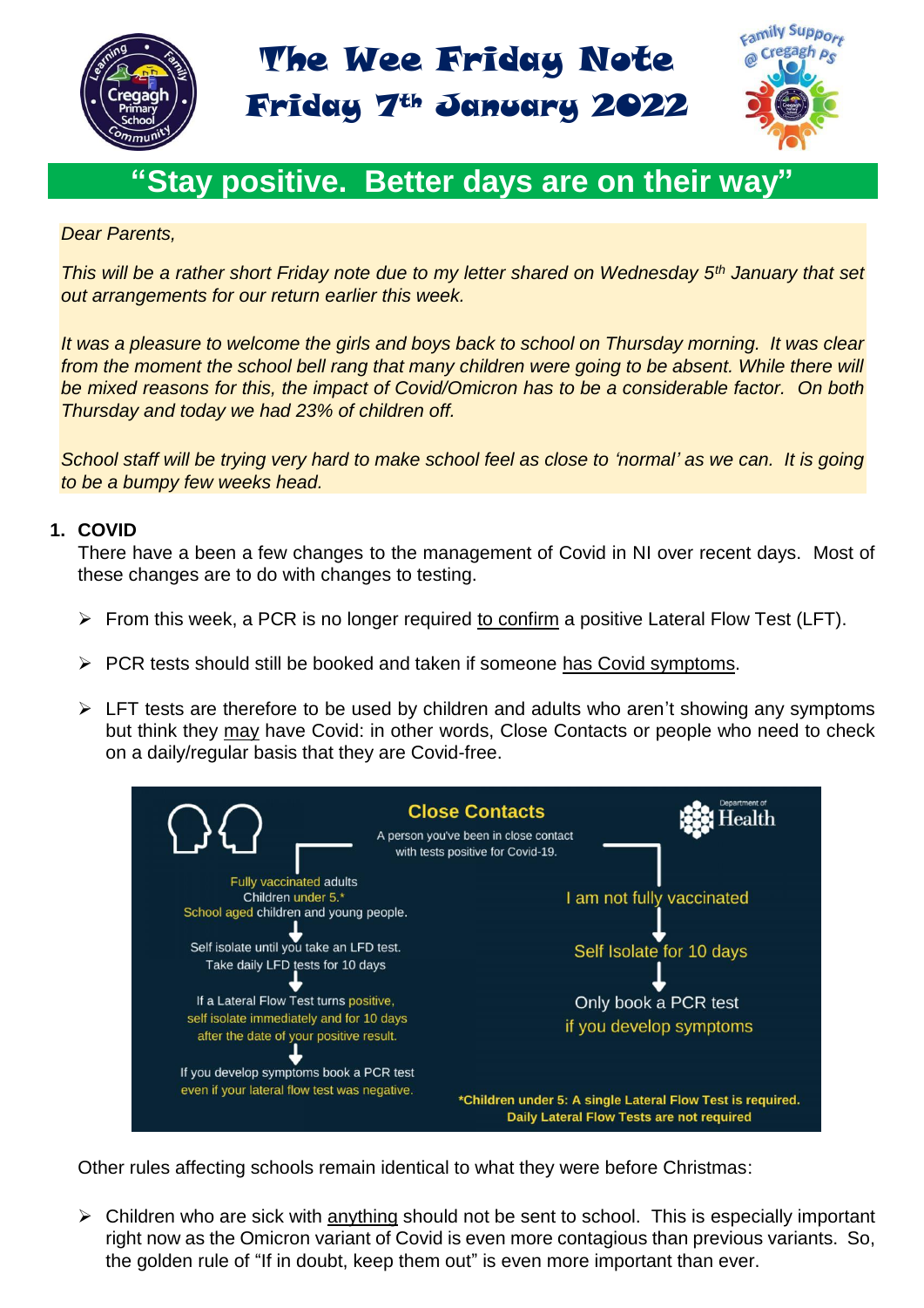# The Wee Friday Note

## Friday 7th January 2022

## "Stay positive. Better days are on their way"

*Dear Parents,*

*This will be a rather short Friday note due to my letter shared on Wednesday 5th January that set out arrangements for our return earlier this week.*

*It was a pleasure to welcome the girls and boys back to school on Thursday morning. It was clear from the moment the school bell rang that many children were going to be absent. While there will be mixed reasons for this, the impact of Covid/Omicron has to be a considerable factor. On both Thursday and today we had 23% of children off.*

*School staff will be trying very hard to make school feel as close to 'normal' as we can. It is going to be a bumpy few weeks head.*

**1. COVID**

There have a been a few changes to the management of Covid in NI over recent days. Most of these changes are to do with changes to testing.

- From this week, a PCR is no longer required to confirm a positive Lateral Flow Test (LFT).
- PCR tests should still be booked and taken if someone has Covid symptoms.
- LFT tests are therefore to be used by children and adults who aren't showing any symptoms but think they may have Covid: in other words, Close Contacts or people who need to check on a daily/regular basis that they are Covid-free.

**Close Contacts**

A person you've been in close contact with tests positive for Covid-19.

Department of Health

Fully vaccinated adults
Children under 5.*
School aged children and young people.
↓
Self isolate until you take an LFD test.
Take daily LFD tests for 10 days
↓
If a Lateral Flow Test turns positive, self isolate immediately and for 10 days after the date of your positive result.
↓
If you develop symptoms book a PCR test even if your lateral flow test was negative.

I am not fully vaccinated
↓
Self Isolate for 10 days
↓
Only book a PCR test if you develop symptoms

**\*Children under 5: A single Lateral Flow Test is required. Daily Lateral Flow Tests are not required**

Other rules affecting schools remain identical to what they were before Christmas:

- Children who are sick with anything should not be sent to school. This is especially important right now as the Omicron variant of Covid is even more contagious than previous variants. So, the golden rule of "If in doubt, keep them out" is even more important than ever.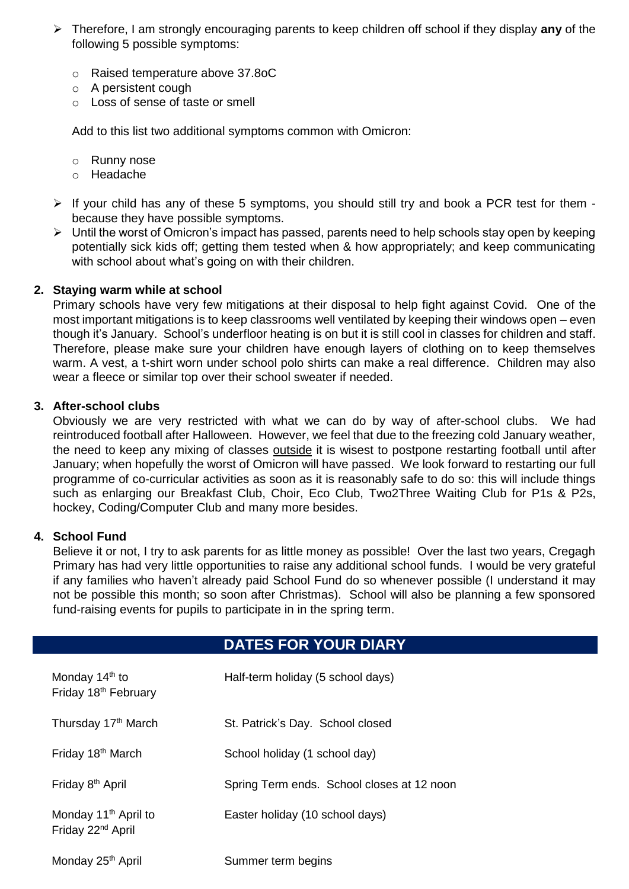- Therefore, I am strongly encouraging parents to keep children off school if they display **any** of the following 5 possible symptoms:

    - Raised temperature above 37.8oC
    - A persistent cough
    - Loss of sense of taste or smell

  Add to this list two additional symptoms common with Omicron:

    - Runny nose
    - Headache

- If your child has any of these 5 symptoms, you should still try and book a PCR test for them - because they have possible symptoms.
- Until the worst of Omicron's impact has passed, parents need to help schools stay open by keeping potentially sick kids off; getting them tested when & how appropriately; and keep communicating with school about what's going on with their children.

## 2. Staying warm while at school

Primary schools have very few mitigations at their disposal to help fight against Covid. One of the most important mitigations is to keep classrooms well ventilated by keeping their windows open – even though it's January. School's underfloor heating is on but it is still cool in classes for children and staff. Therefore, please make sure your children have enough layers of clothing on to keep themselves warm. A vest, a t-shirt worn under school polo shirts can make a real difference. Children may also wear a fleece or similar top over their school sweater if needed.

## 3. After-school clubs

Obviously we are very restricted with what we can do by way of after-school clubs. We had reintroduced football after Halloween. However, we feel that due to the freezing cold January weather, the need to keep any mixing of classes outside it is wisest to postpone restarting football until after January; when hopefully the worst of Omicron will have passed. We look forward to restarting our full programme of co-curricular activities as soon as it is reasonably safe to do so: this will include things such as enlarging our Breakfast Club, Choir, Eco Club, Two2Three Waiting Club for P1s & P2s, hockey, Coding/Computer Club and many more besides.

## 4. School Fund

Believe it or not, I try to ask parents for as little money as possible! Over the last two years, Cregagh Primary has had very little opportunities to raise any additional school funds. I would be very grateful if any families who haven't already paid School Fund do so whenever possible (I understand it may not be possible this month; so soon after Christmas). School will also be planning a few sponsored fund-raising events for pupils to participate in in the spring term.

## DATES FOR YOUR DIARY

| Date | Event |
|---|---|
| Monday 14th to Friday 18th February | Half-term holiday (5 school days) |
| Thursday 17th March | St. Patrick's Day. School closed |
| Friday 18th March | School holiday (1 school day) |
| Friday 8th April | Spring Term ends. School closes at 12 noon |
| Monday 11th April to Friday 22nd April | Easter holiday (10 school days) |
| Monday 25th April | Summer term begins |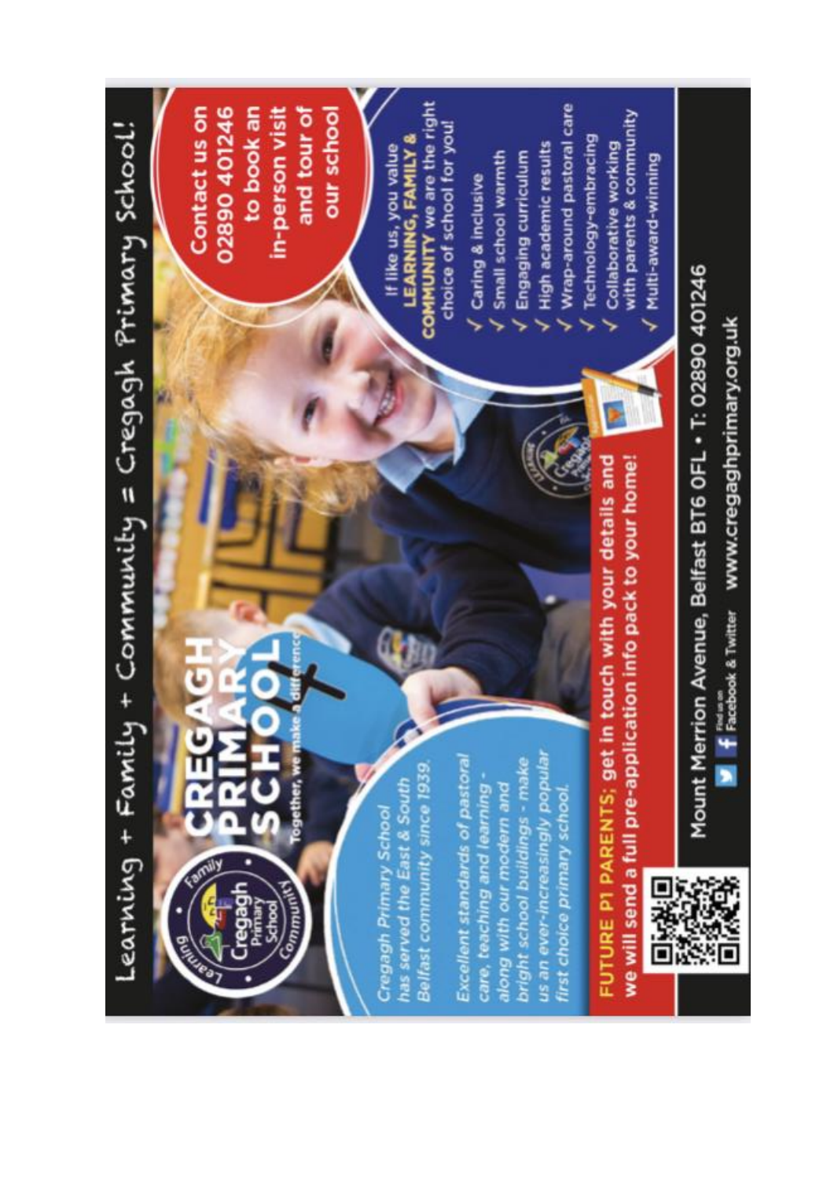# Learning + Family + Community = Cregagh Primary School!

## CREGAGH PRIMARY SCHOOL

Together, we make a difference

*Cregagh Primary School has served the East & South Belfast community since 1939.*

*Excellent standards of pastoral care, teaching and learning - along with our modern and bright school buildings - make us an ever-increasingly popular first choice primary school.*

**Contact us on 02890 401246 to book an in-person visit and tour of our school**

If like us, you value **LEARNING, FAMILY & COMMUNITY** we are the right choice of school for you!

- ✓ Caring & inclusive
- ✓ Small school warmth
- ✓ Engaging curriculum
- ✓ High academic results
- ✓ Wrap-around pastoral care
- ✓ Technology-embracing
- ✓ Collaborative working with parents & community
- ✓ Multi-award-winning

**FUTURE P1 PARENTS; get in touch with your details and we will send a full pre-application info pack to your home!**

Mount Merrion Avenue, Belfast BT6 0FL • T: 02890 401246

Find us on Facebook & Twitter www.cregaghprimary.org.uk